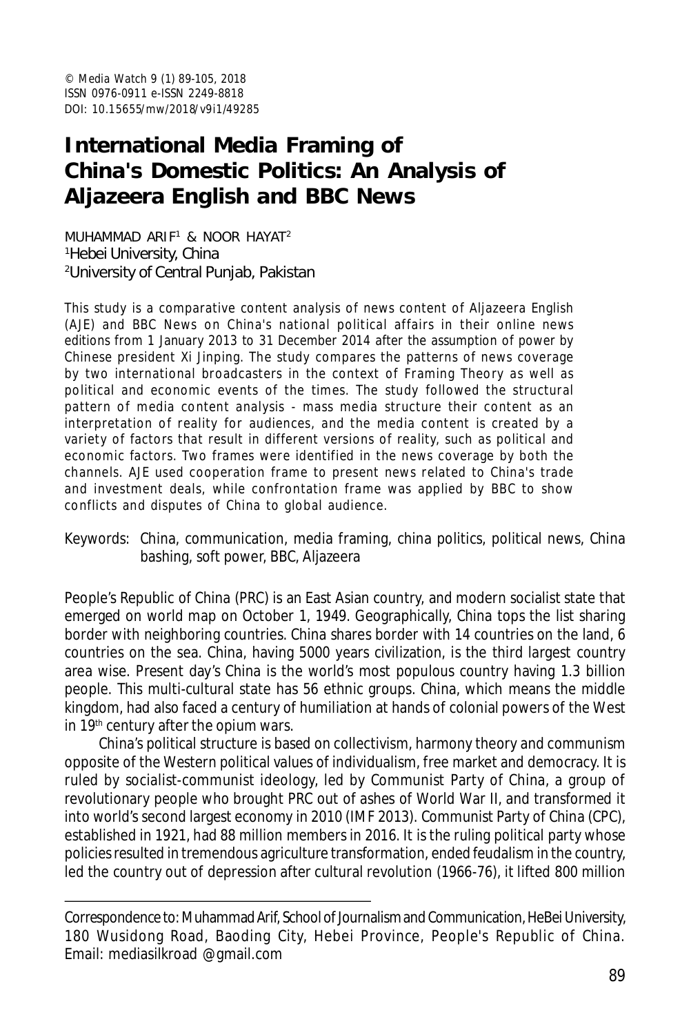© Media Watch 9 (1) 89-105, 2018
ISSN 0976-0911 e-ISSN 2249-8818
DOI: 10.15655/mw/2018/v9i1/49285

# International Media Framing of China's Domestic Politics: An Analysis of Aljazeera English and BBC News

MUHAMMAD ARIF[1] & NOOR HAYAT[2]
[1]Hebei University, China
[2]University of Central Punjab, Pakistan

This study is a comparative content analysis of news content of Aljazeera English (AJE) and BBC News on China's national political affairs in their online news editions from 1 January 2013 to 31 December 2014 after the assumption of power by Chinese president Xi Jinping. The study compares the patterns of news coverage by two international broadcasters in the context of Framing Theory as well as political and economic events of the times. The study followed the structural pattern of media content analysis - mass media structure their content as an interpretation of reality for audiences, and the media content is created by a variety of factors that result in different versions of reality, such as political and economic factors. Two frames were identified in the news coverage by both the channels. AJE used cooperation frame to present news related to China's trade and investment deals, while confrontation frame was applied by BBC to show conflicts and disputes of China to global audience.

Keywords: China, communication, media framing, china politics, political news, China bashing, soft power, BBC, Aljazeera

People's Republic of China (PRC) is an East Asian country, and modern socialist state that emerged on world map on October 1, 1949. Geographically, China tops the list sharing border with neighboring countries. China shares border with 14 countries on the land, 6 countries on the sea. China, having 5000 years civilization, is the third largest country area wise. Present day's China is the world's most populous country having 1.3 billion people. This multi-cultural state has 56 ethnic groups. China, which means the middle kingdom, had also faced a century of humiliation at hands of colonial powers of the West in 19th century after the opium wars.

China's political structure is based on collectivism, harmony theory and communism opposite of the Western political values of individualism, free market and democracy. It is ruled by socialist-communist ideology, led by Communist Party of China, a group of revolutionary people who brought PRC out of ashes of World War II, and transformed it into world's second largest economy in 2010 (IMF 2013). Communist Party of China (CPC), established in 1921, had 88 million members in 2016. It is the ruling political party whose policies resulted in tremendous agriculture transformation, ended feudalism in the country, led the country out of depression after cultural revolution (1966-76), it lifted 800 million

Correspondence to: Muhammad Arif, School of Journalism and Communication, HeBei University, 180 Wusidong Road, Baoding City, Hebei Province, People's Republic of China. Email: mediasilkroad @gmail.com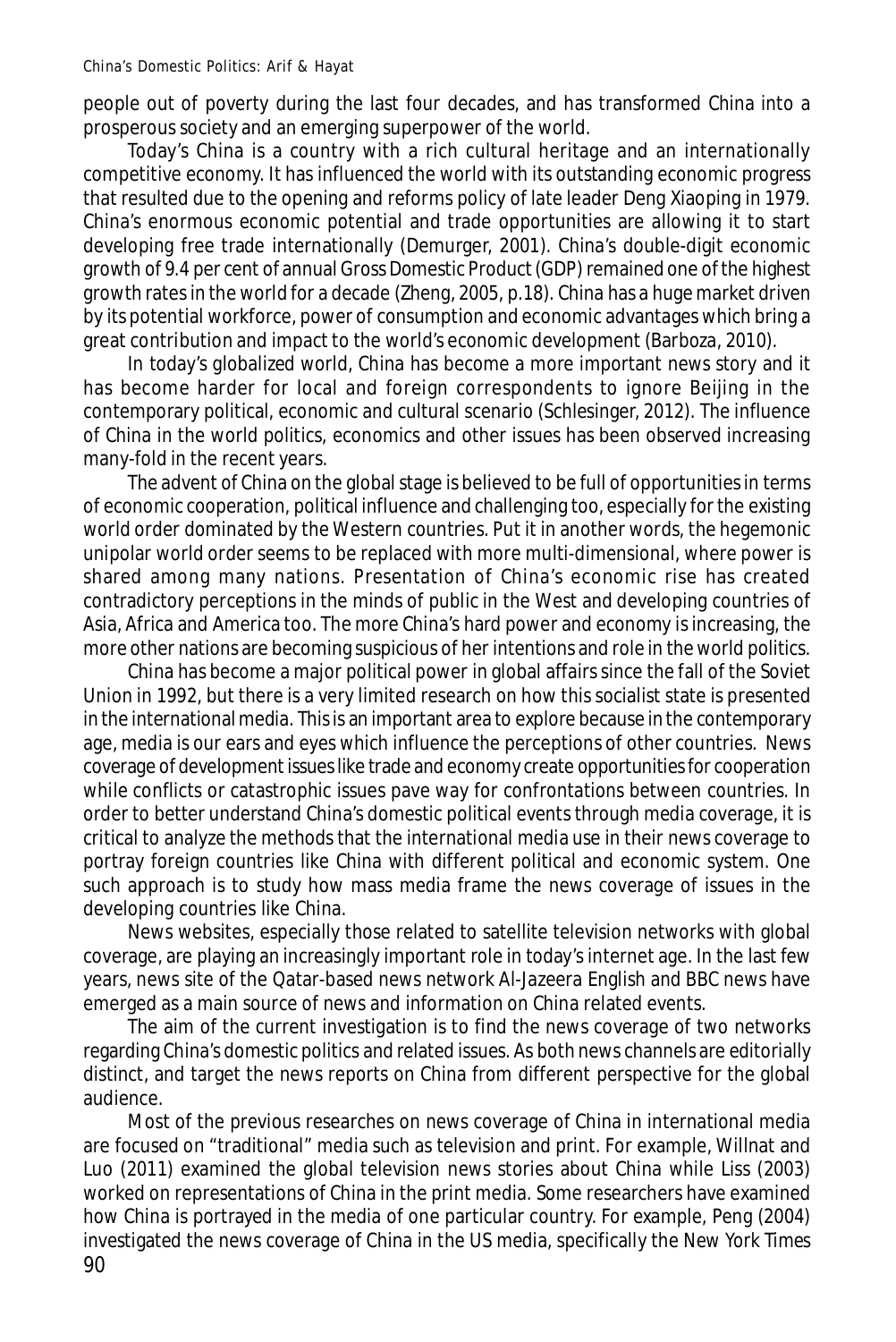people out of poverty during the last four decades, and has transformed China into a prosperous society and an emerging superpower of the world.

Today's China is a country with a rich cultural heritage and an internationally competitive economy. It has influenced the world with its outstanding economic progress that resulted due to the opening and reforms policy of late leader Deng Xiaoping in 1979. China's enormous economic potential and trade opportunities are allowing it to start developing free trade internationally (Demurger, 2001). China's double-digit economic growth of 9.4 per cent of annual Gross Domestic Product (GDP) remained one of the highest growth rates in the world for a decade (Zheng, 2005, p.18). China has a huge market driven by its potential workforce, power of consumption and economic advantages which bring a great contribution and impact to the world's economic development (Barboza, 2010).

In today's globalized world, China has become a more important news story and it has become harder for local and foreign correspondents to ignore Beijing in the contemporary political, economic and cultural scenario (Schlesinger, 2012). The influence of China in the world politics, economics and other issues has been observed increasing many-fold in the recent years.

The advent of China on the global stage is believed to be full of opportunities in terms of economic cooperation, political influence and challenging too, especially for the existing world order dominated by the Western countries. Put it in another words, the hegemonic unipolar world order seems to be replaced with more multi-dimensional, where power is shared among many nations. Presentation of China's economic rise has created contradictory perceptions in the minds of public in the West and developing countries of Asia, Africa and America too. The more China's hard power and economy is increasing, the more other nations are becoming suspicious of her intentions and role in the world politics.

China has become a major political power in global affairs since the fall of the Soviet Union in 1992, but there is a very limited research on how this socialist state is presented in the international media. This is an important area to explore because in the contemporary age, media is our ears and eyes which influence the perceptions of other countries. News coverage of development issues like trade and economy create opportunities for cooperation while conflicts or catastrophic issues pave way for confrontations between countries. In order to better understand China's domestic political events through media coverage, it is critical to analyze the methods that the international media use in their news coverage to portray foreign countries like China with different political and economic system. One such approach is to study how mass media frame the news coverage of issues in the developing countries like China.

News websites, especially those related to satellite television networks with global coverage, are playing an increasingly important role in today's internet age. In the last few years, news site of the Qatar-based news network Al-Jazeera English and BBC news have emerged as a main source of news and information on China related events.

The aim of the current investigation is to find the news coverage of two networks regarding China's domestic politics and related issues. As both news channels are editorially distinct, and target the news reports on China from different perspective for the global audience.

Most of the previous researches on news coverage of China in international media are focused on "traditional" media such as television and print. For example, Willnat and Luo (2011) examined the global television news stories about China while Liss (2003) worked on representations of China in the print media. Some researchers have examined how China is portrayed in the media of one particular country. For example, Peng (2004) investigated the news coverage of China in the US media, specifically the New York Times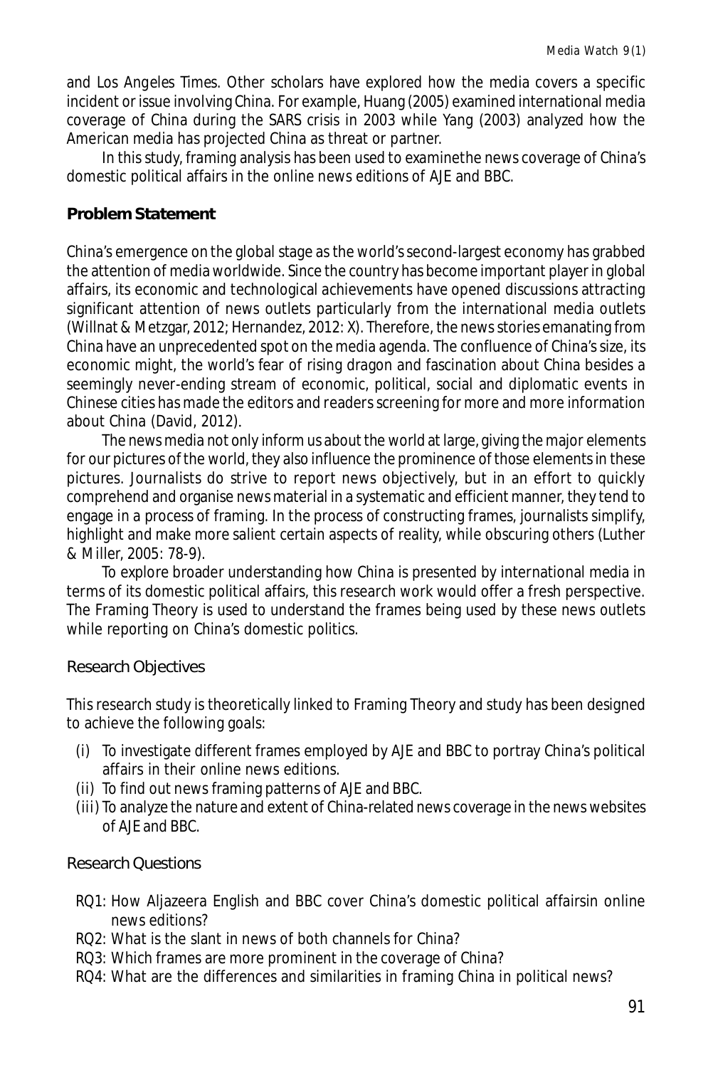and Los Angeles Times. Other scholars have explored how the media covers a specific incident or issue involving China. For example, Huang (2005) examined international media coverage of China during the SARS crisis in 2003 while Yang (2003) analyzed how the American media has projected China as threat or partner.

In this study, framing analysis has been used to examinethe news coverage of China's domestic political affairs in the online news editions of AJE and BBC.

## Problem Statement

China's emergence on the global stage as the world's second-largest economy has grabbed the attention of media worldwide. Since the country has become important player in global affairs, its economic and technological achievements have opened discussions attracting significant attention of news outlets particularly from the international media outlets (Willnat & Metzgar, 2012; Hernandez, 2012: X). Therefore, the news stories emanating from China have an unprecedented spot on the media agenda. The confluence of China's size, its economic might, the world's fear of rising dragon and fascination about China besides a seemingly never-ending stream of economic, political, social and diplomatic events in Chinese cities has made the editors and readers screening for more and more information about China (David, 2012).

The news media not only inform us about the world at large, giving the major elements for our pictures of the world, they also influence the prominence of those elements in these pictures. Journalists do strive to report news objectively, but in an effort to quickly comprehend and organise news material in a systematic and efficient manner, they tend to engage in a process of framing. In the process of constructing frames, journalists simplify, highlight and make more salient certain aspects of reality, while obscuring others (Luther & Miller, 2005: 78-9).

To explore broader understanding how China is presented by international media in terms of its domestic political affairs, this research work would offer a fresh perspective. The Framing Theory is used to understand the frames being used by these news outlets while reporting on China's domestic politics.

### Research Objectives

This research study is theoretically linked to Framing Theory and study has been designed to achieve the following goals:

(i) To investigate different frames employed by AJE and BBC to portray China's political affairs in their online news editions.
(ii) To find out news framing patterns of AJE and BBC.
(iii) To analyze the nature and extent of China-related news coverage in the news websites of AJE and BBC.

### Research Questions

RQ1: How Aljazeera English and BBC cover China's domestic political affairsin online news editions?
RQ2: What is the slant in news of both channels for China?
RQ3: Which frames are more prominent in the coverage of China?
RQ4: What are the differences and similarities in framing China in political news?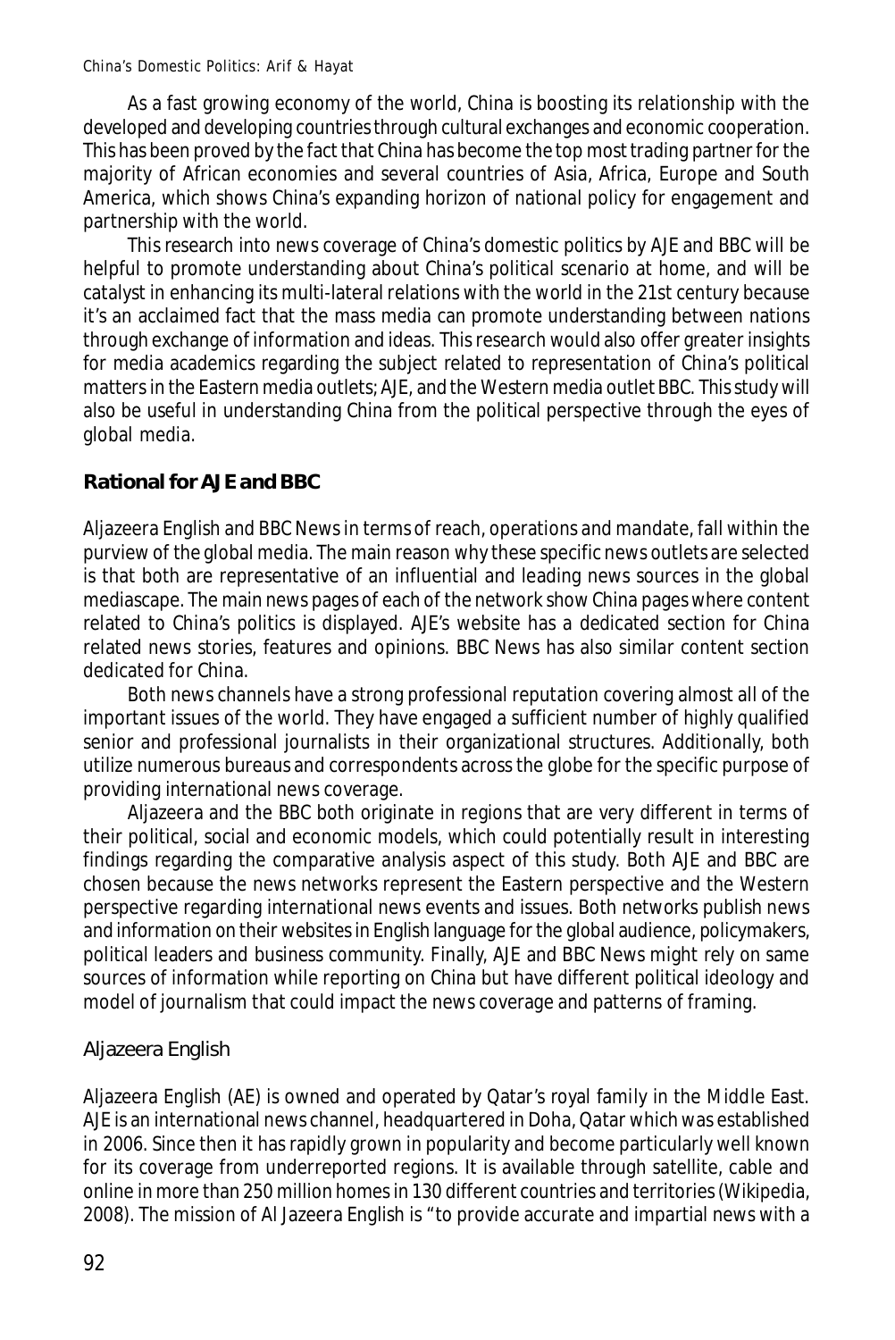As a fast growing economy of the world, China is boosting its relationship with the developed and developing countries through cultural exchanges and economic cooperation. This has been proved by the fact that China has become the top most trading partner for the majority of African economies and several countries of Asia, Africa, Europe and South America, which shows China's expanding horizon of national policy for engagement and partnership with the world.

This research into news coverage of China's domestic politics by AJE and BBC will be helpful to promote understanding about China's political scenario at home, and will be catalyst in enhancing its multi-lateral relations with the world in the 21st century because it's an acclaimed fact that the mass media can promote understanding between nations through exchange of information and ideas. This research would also offer greater insights for media academics regarding the subject related to representation of China's political matters in the Eastern media outlets; AJE, and the Western media outlet BBC. This study will also be useful in understanding China from the political perspective through the eyes of global media.

## Rational for AJE and BBC

Aljazeera English and BBC News in terms of reach, operations and mandate, fall within the purview of the global media. The main reason why these specific news outlets are selected is that both are representative of an influential and leading news sources in the global mediascape. The main news pages of each of the network show China pages where content related to China's politics is displayed. AJE's website has a dedicated section for China related news stories, features and opinions. BBC News has also similar content section dedicated for China.

Both news channels have a strong professional reputation covering almost all of the important issues of the world. They have engaged a sufficient number of highly qualified senior and professional journalists in their organizational structures. Additionally, both utilize numerous bureaus and correspondents across the globe for the specific purpose of providing international news coverage.

Aljazeera and the BBC both originate in regions that are very different in terms of their political, social and economic models, which could potentially result in interesting findings regarding the comparative analysis aspect of this study. Both AJE and BBC are chosen because the news networks represent the Eastern perspective and the Western perspective regarding international news events and issues. Both networks publish news and information on their websites in English language for the global audience, policymakers, political leaders and business community. Finally, AJE and BBC News might rely on same sources of information while reporting on China but have different political ideology and model of journalism that could impact the news coverage and patterns of framing.

### Aljazeera English

Aljazeera English (AE) is owned and operated by Qatar's royal family in the Middle East. AJE is an international news channel, headquartered in Doha, Qatar which was established in 2006. Since then it has rapidly grown in popularity and become particularly well known for its coverage from underreported regions. It is available through satellite, cable and online in more than 250 million homes in 130 different countries and territories (Wikipedia, 2008). The mission of Al Jazeera English is "to provide accurate and impartial news with a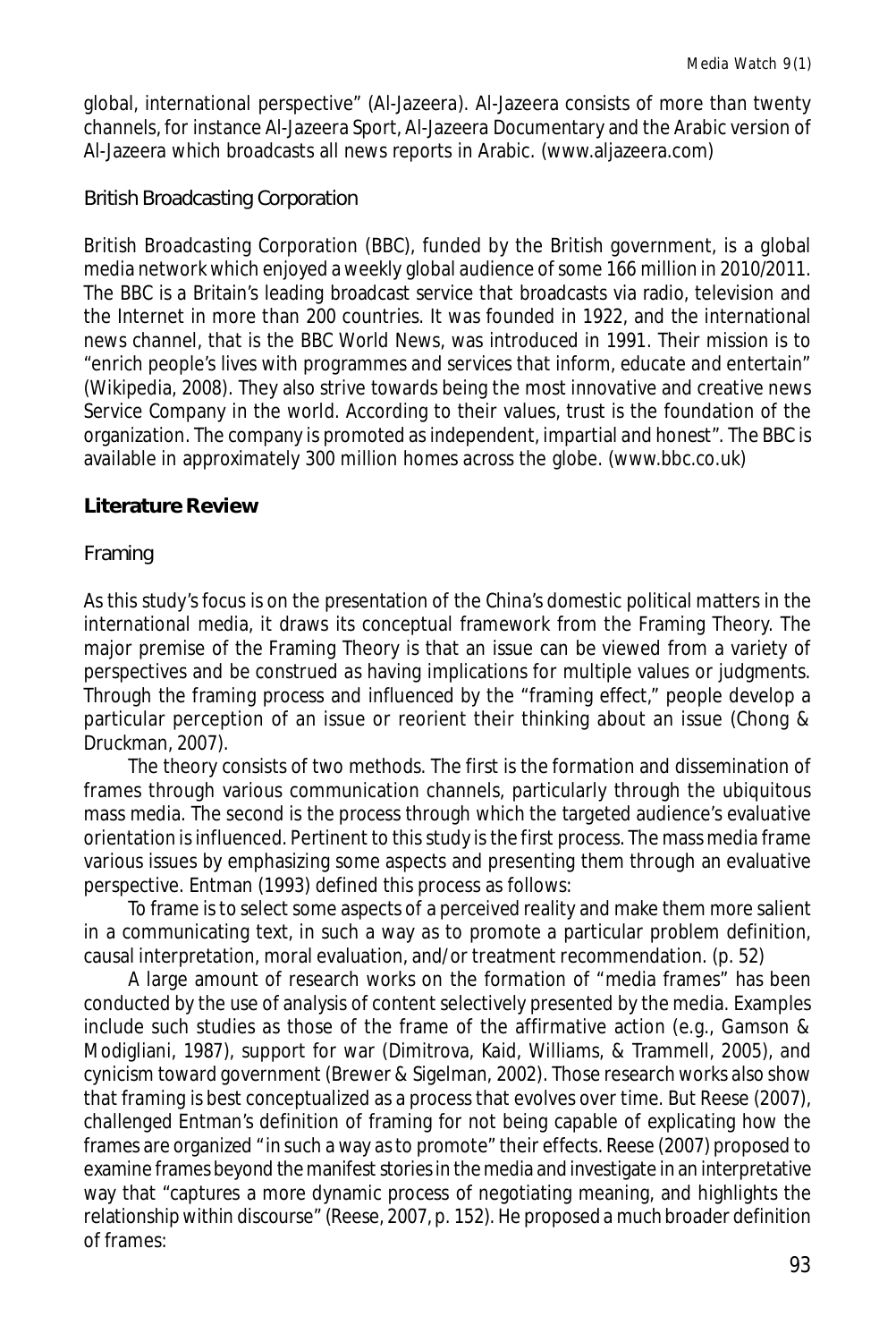global, international perspective" (Al-Jazeera). Al-Jazeera consists of more than twenty channels, for instance Al-Jazeera Sport, Al-Jazeera Documentary and the Arabic version of Al-Jazeera which broadcasts all news reports in Arabic. (www.aljazeera.com)

### British Broadcasting Corporation

British Broadcasting Corporation (BBC), funded by the British government, is a global media network which enjoyed a weekly global audience of some 166 million in 2010/2011. The BBC is a Britain's leading broadcast service that broadcasts via radio, television and the Internet in more than 200 countries. It was founded in 1922, and the international news channel, that is the BBC World News, was introduced in 1991. Their mission is to "enrich people's lives with programmes and services that inform, educate and entertain" (Wikipedia, 2008). They also strive towards being the most innovative and creative news Service Company in the world. According to their values, trust is the foundation of the organization. The company is promoted as independent, impartial and honest". The BBC is available in approximately 300 million homes across the globe. (www.bbc.co.uk)

## Literature Review

### Framing

As this study's focus is on the presentation of the China's domestic political matters in the international media, it draws its conceptual framework from the Framing Theory. The major premise of the Framing Theory is that an issue can be viewed from a variety of perspectives and be construed as having implications for multiple values or judgments. Through the framing process and influenced by the "framing effect," people develop a particular perception of an issue or reorient their thinking about an issue (Chong & Druckman, 2007).

The theory consists of two methods. The first is the formation and dissemination of frames through various communication channels, particularly through the ubiquitous mass media. The second is the process through which the targeted audience's evaluative orientation is influenced. Pertinent to this study is the first process. The mass media frame various issues by emphasizing some aspects and presenting them through an evaluative perspective. Entman (1993) defined this process as follows:

To frame is to select some aspects of a perceived reality and make them more salient in a communicating text, in such a way as to promote a particular problem definition, causal interpretation, moral evaluation, and/or treatment recommendation. (p. 52)

A large amount of research works on the formation of "media frames" has been conducted by the use of analysis of content selectively presented by the media. Examples include such studies as those of the frame of the affirmative action (e.g., Gamson & Modigliani, 1987), support for war (Dimitrova, Kaid, Williams, & Trammell, 2005), and cynicism toward government (Brewer & Sigelman, 2002). Those research works also show that framing is best conceptualized as a process that evolves over time. But Reese (2007), challenged Entman's definition of framing for not being capable of explicating how the frames are organized "in such a way as to promote" their effects. Reese (2007) proposed to examine frames beyond the manifest stories in the media and investigate in an interpretative way that "captures a more dynamic process of negotiating meaning, and highlights the relationship within discourse" (Reese, 2007, p. 152). He proposed a much broader definition of frames: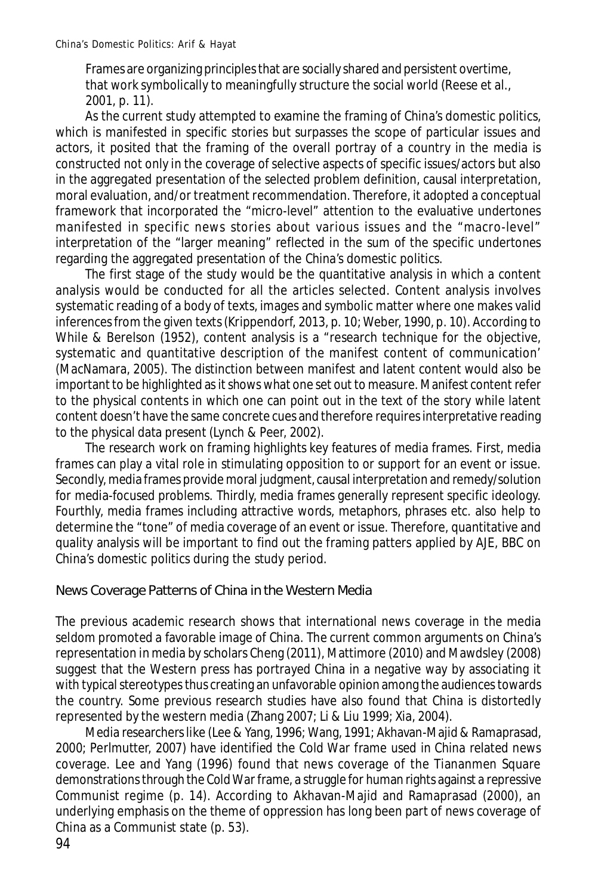Frames are organizing principles that are socially shared and persistent overtime, that work symbolically to meaningfully structure the social world (Reese et al., 2001, p. 11).

As the current study attempted to examine the framing of China's domestic politics, which is manifested in specific stories but surpasses the scope of particular issues and actors, it posited that the framing of the overall portray of a country in the media is constructed not only in the coverage of selective aspects of specific issues/actors but also in the aggregated presentation of the selected problem definition, causal interpretation, moral evaluation, and/or treatment recommendation. Therefore, it adopted a conceptual framework that incorporated the "micro-level" attention to the evaluative undertones manifested in specific news stories about various issues and the "macro-level" interpretation of the "larger meaning" reflected in the sum of the specific undertones regarding the aggregated presentation of the China's domestic politics.

The first stage of the study would be the quantitative analysis in which a content analysis would be conducted for all the articles selected. Content analysis involves systematic reading of a body of texts, images and symbolic matter where one makes valid inferences from the given texts (Krippendorf, 2013, p. 10; Weber, 1990, p. 10). According to While & Berelson (1952), content analysis is a "research technique for the objective, systematic and quantitative description of the manifest content of communication' (MacNamara, 2005). The distinction between manifest and latent content would also be important to be highlighted as it shows what one set out to measure. Manifest content refer to the physical contents in which one can point out in the text of the story while latent content doesn't have the same concrete cues and therefore requires interpretative reading to the physical data present (Lynch & Peer, 2002).

The research work on framing highlights key features of media frames. First, media frames can play a vital role in stimulating opposition to or support for an event or issue. Secondly, media frames provide moral judgment, causal interpretation and remedy/solution for media-focused problems. Thirdly, media frames generally represent specific ideology. Fourthly, media frames including attractive words, metaphors, phrases etc. also help to determine the "tone" of media coverage of an event or issue. Therefore, quantitative and quality analysis will be important to find out the framing patters applied by AJE, BBC on China's domestic politics during the study period.

## News Coverage Patterns of China in the Western Media

The previous academic research shows that international news coverage in the media seldom promoted a favorable image of China. The current common arguments on China's representation in media by scholars Cheng (2011), Mattimore (2010) and Mawdsley (2008) suggest that the Western press has portrayed China in a negative way by associating it with typical stereotypes thus creating an unfavorable opinion among the audiences towards the country. Some previous research studies have also found that China is distortedly represented by the western media (Zhang 2007; Li & Liu 1999; Xia, 2004).

Media researchers like (Lee & Yang, 1996; Wang, 1991; Akhavan-Majid & Ramaprasad, 2000; Perlmutter, 2007) have identified the Cold War frame used in China related news coverage. Lee and Yang (1996) found that news coverage of the Tiananmen Square demonstrations through the Cold War frame, a struggle for human rights against a repressive Communist regime (p. 14). According to Akhavan-Majid and Ramaprasad (2000), an underlying emphasis on the theme of oppression has long been part of news coverage of China as a Communist state (p. 53).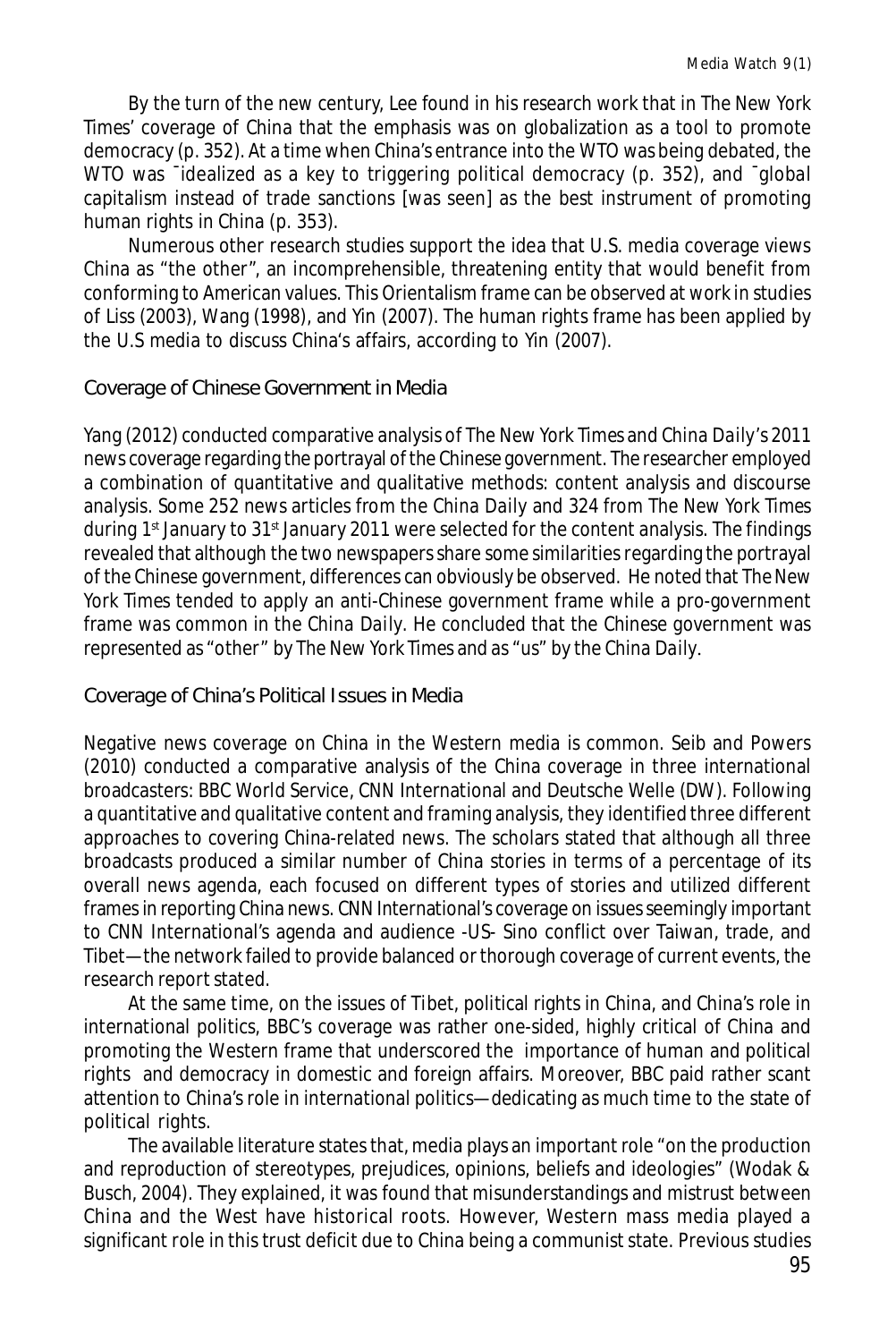By the turn of the new century, Lee found in his research work that in The New York Times' coverage of China that the emphasis was on globalization as a tool to promote democracy (p. 352). At a time when China's entrance into the WTO was being debated, the WTO was ¯idealized as a key to triggering political democracy (p. 352), and ¯global capitalism instead of trade sanctions [was seen] as the best instrument of promoting human rights in China (p. 353).

Numerous other research studies support the idea that U.S. media coverage views China as "the other", an incomprehensible, threatening entity that would benefit from conforming to American values. This Orientalism frame can be observed at work in studies of Liss (2003), Wang (1998), and Yin (2007). The human rights frame has been applied by the U.S media to discuss China's affairs, according to Yin (2007).

## Coverage of Chinese Government in Media

Yang (2012) conducted comparative analysis of The New York Times and *China Daily*'s 2011 news coverage regarding the portrayal of the Chinese government. The researcher employed a combination of quantitative and qualitative methods: content analysis and discourse analysis. Some 252 news articles from the *China Daily* and 324 from The New York Times during 1st January to 31st January 2011 were selected for the content analysis. The findings revealed that although the two newspapers share some similarities regarding the portrayal of the Chinese government, differences can obviously be observed. He noted that The New York Times tended to apply an anti-Chinese government frame while a pro-government frame was common in the *China Daily*. He concluded that the Chinese government was represented as "other" by The New York Times and as "us" by the *China Daily*.

## Coverage of China's Political Issues in Media

Negative news coverage on China in the Western media is common. Seib and Powers (2010) conducted a comparative analysis of the China coverage in three international broadcasters: BBC World Service, CNN International and Deutsche Welle (DW). Following a quantitative and qualitative content and framing analysis, they identified three different approaches to covering China-related news. The scholars stated that although all three broadcasts produced a similar number of China stories in terms of a percentage of its overall news agenda, each focused on different types of stories and utilized different frames in reporting China news. CNN International's coverage on issues seemingly important to CNN International's agenda and audience -US- Sino conflict over Taiwan, trade, and Tibet—the network failed to provide balanced or thorough coverage of current events, the research report stated.

At the same time, on the issues of Tibet, political rights in China, and China's role in international politics, BBC's coverage was rather one-sided, highly critical of China and promoting the Western frame that underscored the importance of human and political rights and democracy in domestic and foreign affairs. Moreover, BBC paid rather scant attention to China's role in international politics—dedicating as much time to the state of political rights.

The available literature states that, media plays an important role "on the production and reproduction of stereotypes, prejudices, opinions, beliefs and ideologies" (Wodak & Busch, 2004). They explained, it was found that misunderstandings and mistrust between China and the West have historical roots. However, Western mass media played a significant role in this trust deficit due to China being a communist state. Previous studies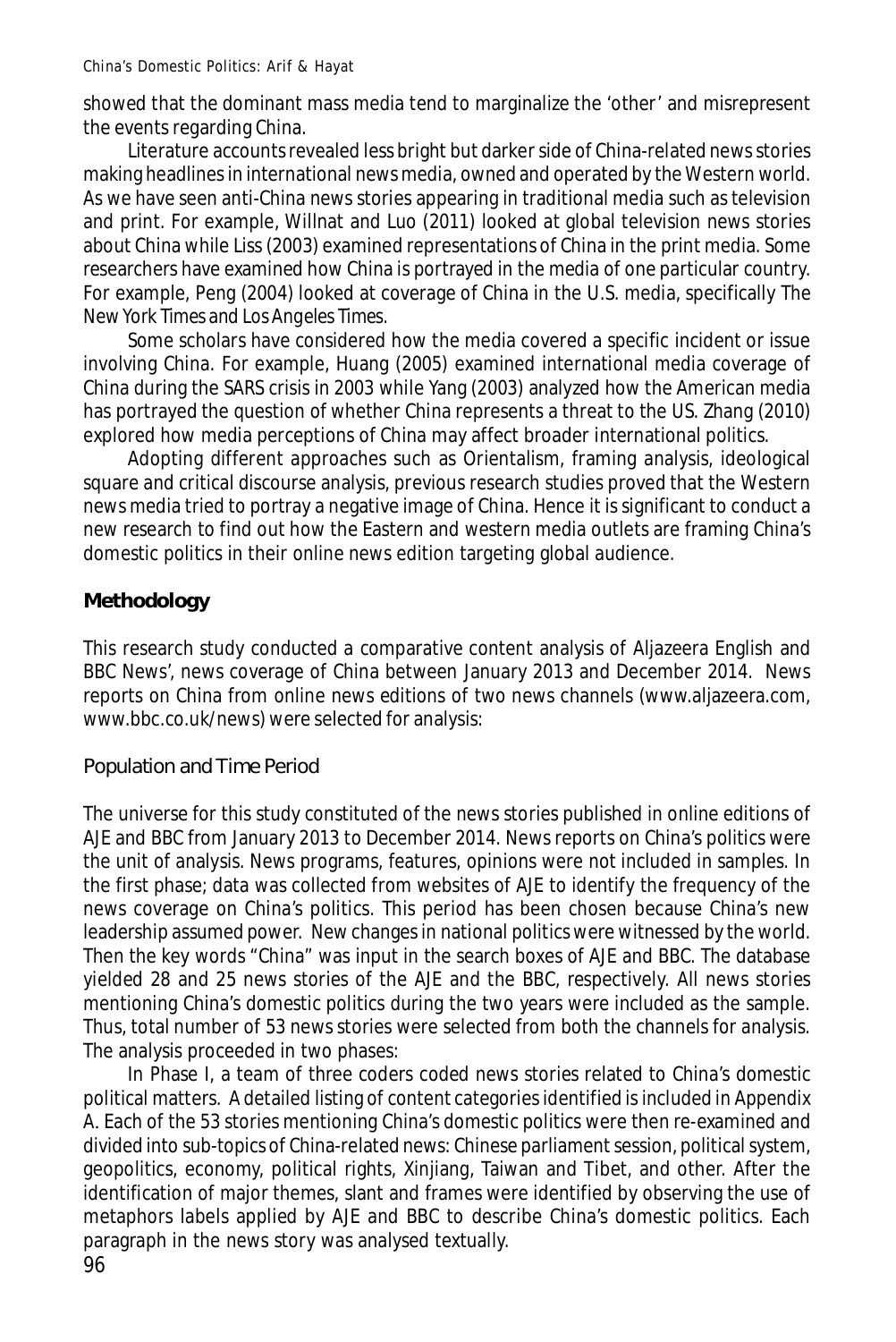showed that the dominant mass media tend to marginalize the 'other' and misrepresent the events regarding China.

Literature accounts revealed less bright but darker side of China-related news stories making headlines in international news media, owned and operated by the Western world. As we have seen anti-China news stories appearing in traditional media such as television and print. For example, Willnat and Luo (2011) looked at global television news stories about China while Liss (2003) examined representations of China in the print media. Some researchers have examined how China is portrayed in the media of one particular country. For example, Peng (2004) looked at coverage of China in the U.S. media, specifically The New York Times and Los Angeles Times.

Some scholars have considered how the media covered a specific incident or issue involving China. For example, Huang (2005) examined international media coverage of China during the SARS crisis in 2003 while Yang (2003) analyzed how the American media has portrayed the question of whether China represents a threat to the US. Zhang (2010) explored how media perceptions of China may affect broader international politics.

Adopting different approaches such as Orientalism, framing analysis, ideological square and critical discourse analysis, previous research studies proved that the Western news media tried to portray a negative image of China. Hence it is significant to conduct a new research to find out how the Eastern and western media outlets are framing China's domestic politics in their online news edition targeting global audience.

## Methodology

This research study conducted a comparative content analysis of Aljazeera English and BBC News', news coverage of China between January 2013 and December 2014. News reports on China from online news editions of two news channels (www.aljazeera.com, www.bbc.co.uk/news) were selected for analysis:

### Population and Time Period

The universe for this study constituted of the news stories published in online editions of AJE and BBC from January 2013 to December 2014. News reports on China's politics were the unit of analysis. News programs, features, opinions were not included in samples. In the first phase; data was collected from websites of AJE to identify the frequency of the news coverage on China's politics. This period has been chosen because China's new leadership assumed power. New changes in national politics were witnessed by the world. Then the key words "China" was input in the search boxes of AJE and BBC. The database yielded 28 and 25 news stories of the AJE and the BBC, respectively. All news stories mentioning China's domestic politics during the two years were included as the sample. Thus, total number of 53 news stories were selected from both the channels for analysis. The analysis proceeded in two phases:

In Phase I, a team of three coders coded news stories related to China's domestic political matters. A detailed listing of content categories identified is included in Appendix A. Each of the 53 stories mentioning China's domestic politics were then re-examined and divided into sub-topics of China-related news: Chinese parliament session, political system, geopolitics, economy, political rights, Xinjiang, Taiwan and Tibet, and other. After the identification of major themes, slant and frames were identified by observing the use of metaphors labels applied by AJE and BBC to describe China's domestic politics. Each paragraph in the news story was analysed textually.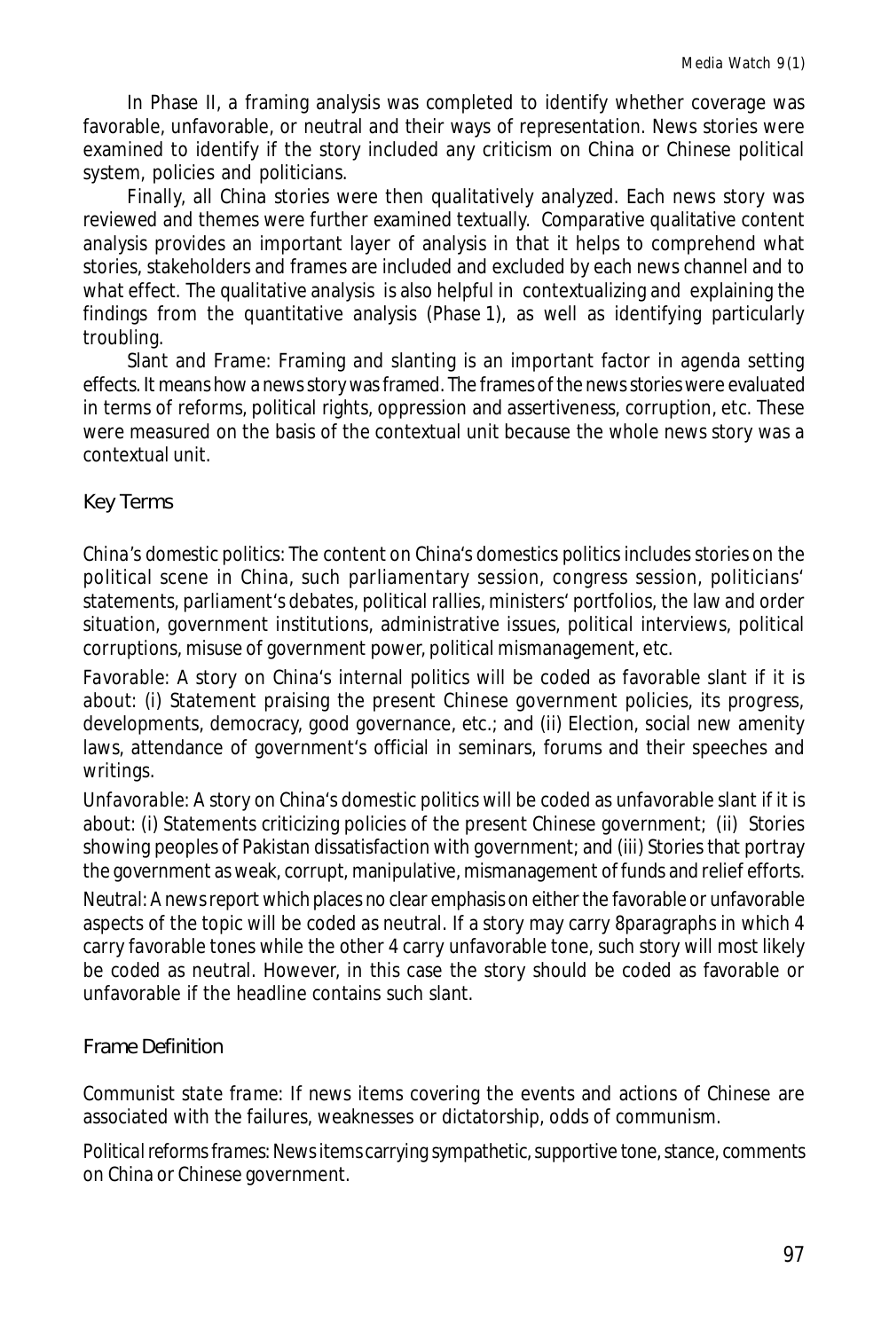In Phase II, a framing analysis was completed to identify whether coverage was favorable, unfavorable, or neutral and their ways of representation. News stories were examined to identify if the story included any criticism on China or Chinese political system, policies and politicians.

Finally, all China stories were then qualitatively analyzed. Each news story was reviewed and themes were further examined textually. Comparative qualitative content analysis provides an important layer of analysis in that it helps to comprehend what stories, stakeholders and frames are included and excluded by each news channel and to what effect. The qualitative analysis is also helpful in contextualizing and explaining the findings from the quantitative analysis (Phase 1), as well as identifying particularly troubling.

*Slant and Frame:* Framing and slanting is an important factor in agenda setting effects. It means how a news story was framed. The frames of the news stories were evaluated in terms of reforms, political rights, oppression and assertiveness, corruption, etc. These were measured on the basis of the contextual unit because the whole news story was a contextual unit.

## Key Terms

*China's domestic politics:* The content on China's domestics politics includes stories on the political scene in China, such parliamentary session, congress session, politicians' statements, parliament's debates, political rallies, ministers' portfolios, the law and order situation, government institutions, administrative issues, political interviews, political corruptions, misuse of government power, political mismanagement, etc.

*Favorable:* A story on China's internal politics will be coded as favorable slant if it is about: (i) Statement praising the present Chinese government policies, its progress, developments, democracy, good governance, etc.; and (ii) Election, social new amenity laws, attendance of government's official in seminars, forums and their speeches and writings.

*Unfavorable:* A story on China's domestic politics will be coded as unfavorable slant if it is about: (i) Statements criticizing policies of the present Chinese government; (ii) Stories showing peoples of Pakistan dissatisfaction with government; and (iii) Stories that portray the government as weak, corrupt, manipulative, mismanagement of funds and relief efforts.

*Neutral:* A news report which places no clear emphasis on either the favorable or unfavorable aspects of the topic will be coded as neutral. If a story may carry 8paragraphs in which 4 carry favorable tones while the other 4 carry unfavorable tone, such story will most likely be coded as neutral. However, in this case the story should be coded as favorable or unfavorable if the headline contains such slant.

## Frame Definition

*Communist state frame:* If news items covering the events and actions of Chinese are associated with the failures, weaknesses or dictatorship, odds of communism.

*Political reforms frames:* News items carrying sympathetic, supportive tone, stance, comments on China or Chinese government.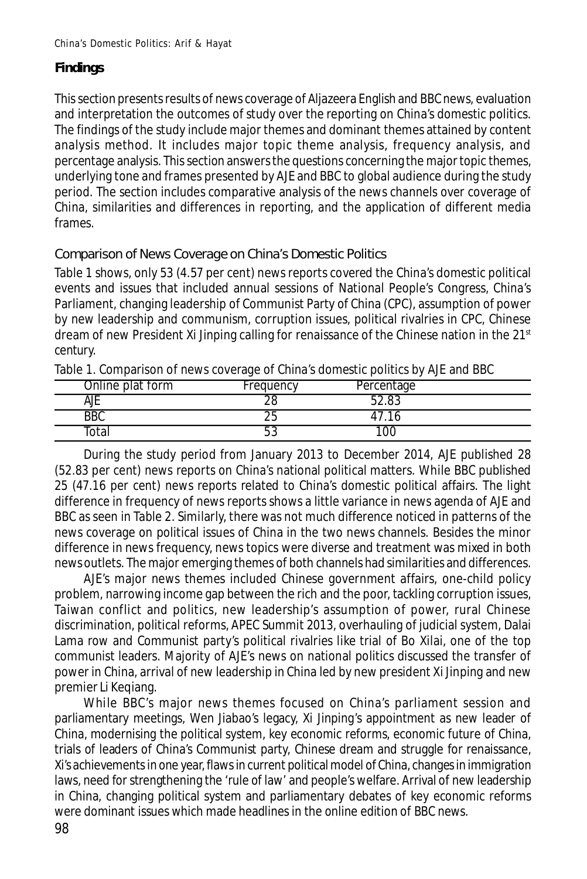## Findings

This section presents results of news coverage of Aljazeera English and BBC news, evaluation and interpretation the outcomes of study over the reporting on China's domestic politics. The findings of the study include major themes and dominant themes attained by content analysis method. It includes major topic theme analysis, frequency analysis, and percentage analysis. This section answers the questions concerning the major topic themes, underlying tone and frames presented by AJE and BBC to global audience during the study period. The section includes comparative analysis of the news channels over coverage of China, similarities and differences in reporting, and the application of different media frames.

### Comparison of News Coverage on China's Domestic Politics

Table 1 shows, only 53 (4.57 per cent) news reports covered the China's domestic political events and issues that included annual sessions of National People's Congress, China's Parliament, changing leadership of Communist Party of China (CPC), assumption of power by new leadership and communism, corruption issues, political rivalries in CPC, Chinese dream of new President Xi Jinping calling for renaissance of the Chinese nation in the 21st century.

Table 1. Comparison of news coverage of China's domestic politics by AJE and BBC

| Online plat form | Frequency | Percentage |
|---|---|---|
| AJE | 28 | 52.83 |
| BBC | 25 | 47.16 |
| Total | 53 | 100 |

During the study period from January 2013 to December 2014, AJE published 28 (52.83 per cent) news reports on China's national political matters. While BBC published 25 (47.16 per cent) news reports related to China's domestic political affairs. The light difference in frequency of news reports shows a little variance in news agenda of AJE and BBC as seen in Table 2. Similarly, there was not much difference noticed in patterns of the news coverage on political issues of China in the two news channels. Besides the minor difference in news frequency, news topics were diverse and treatment was mixed in both news outlets. The major emerging themes of both channels had similarities and differences.

AJE's major news themes included Chinese government affairs, one-child policy problem, narrowing income gap between the rich and the poor, tackling corruption issues, Taiwan conflict and politics, new leadership's assumption of power, rural Chinese discrimination, political reforms, APEC Summit 2013, overhauling of judicial system, Dalai Lama row and Communist party's political rivalries like trial of Bo Xilai, one of the top communist leaders. Majority of AJE's news on national politics discussed the transfer of power in China, arrival of new leadership in China led by new president Xi Jinping and new premier Li Keqiang.

While BBC's major news themes focused on China's parliament session and parliamentary meetings, Wen Jiabao's legacy, Xi Jinping's appointment as new leader of China, modernising the political system, key economic reforms, economic future of China, trials of leaders of China's Communist party, Chinese dream and struggle for renaissance, Xi's achievements in one year, flaws in current political model of China, changes in immigration laws, need for strengthening the 'rule of law' and people's welfare. Arrival of new leadership in China, changing political system and parliamentary debates of key economic reforms were dominant issues which made headlines in the online edition of BBC news.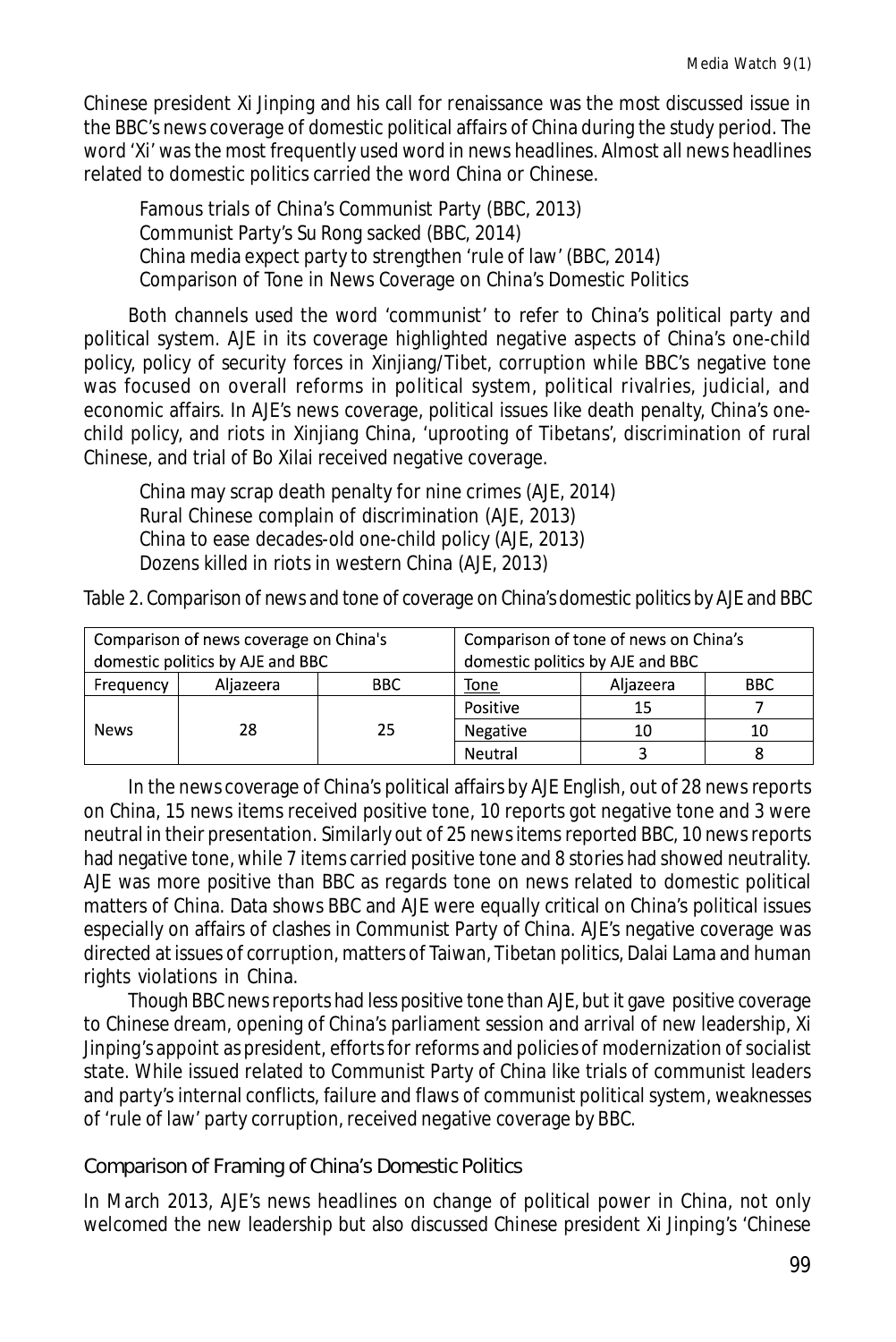Chinese president Xi Jinping and his call for renaissance was the most discussed issue in the BBC's news coverage of domestic political affairs of China during the study period. The word 'Xi' was the most frequently used word in news headlines. Almost all news headlines related to domestic politics carried the word China or Chinese.

Famous trials of China's Communist Party (BBC, 2013)
Communist Party's Su Rong sacked (BBC, 2014)
China media expect party to strengthen 'rule of law' (BBC, 2014)
Comparison of Tone in News Coverage on China's Domestic Politics

Both channels used the word 'communist' to refer to China's political party and political system. AJE in its coverage highlighted negative aspects of China's one-child policy, policy of security forces in Xinjiang/Tibet, corruption while BBC's negative tone was focused on overall reforms in political system, political rivalries, judicial, and economic affairs. In AJE's news coverage, political issues like death penalty, China's one-child policy, and riots in Xinjiang China, 'uprooting of Tibetans', discrimination of rural Chinese, and trial of Bo Xilai received negative coverage.

China may scrap death penalty for nine crimes (AJE, 2014)
Rural Chinese complain of discrimination (AJE, 2013)
China to ease decades-old one-child policy (AJE, 2013)
Dozens killed in riots in western China (AJE, 2013)

Table 2. Comparison of news and tone of coverage on China's domestic politics by AJE and BBC

| Comparison of news coverage on China's domestic politics by AJE and BBC | | | Comparison of tone of news on China's domestic politics by AJE and BBC | | |
|---|---|---|---|---|---|
| Frequency | Aljazeera | BBC | Tone | Aljazeera | BBC |
| News | 28 | 25 | Positive | 15 | 7 |
| | | | Negative | 10 | 10 |
| | | | Neutral | 3 | 8 |

In the news coverage of China's political affairs by AJE English, out of 28 news reports on China, 15 news items received positive tone, 10 reports got negative tone and 3 were neutral in their presentation. Similarly out of 25 news items reported BBC, 10 news reports had negative tone, while 7 items carried positive tone and 8 stories had showed neutrality. AJE was more positive than BBC as regards tone on news related to domestic political matters of China. Data shows BBC and AJE were equally critical on China's political issues especially on affairs of clashes in Communist Party of China. AJE's negative coverage was directed at issues of corruption, matters of Taiwan, Tibetan politics, Dalai Lama and human rights violations in China.

Though BBC news reports had less positive tone than AJE, but it gave positive coverage to Chinese dream, opening of China's parliament session and arrival of new leadership, Xi Jinping's appoint as president, efforts for reforms and policies of modernization of socialist state. While issued related to Communist Party of China like trials of communist leaders and party's internal conflicts, failure and flaws of communist political system, weaknesses of 'rule of law' party corruption, received negative coverage by BBC.

## Comparison of Framing of China's Domestic Politics

In March 2013, AJE's news headlines on change of political power in China, not only welcomed the new leadership but also discussed Chinese president Xi Jinping's 'Chinese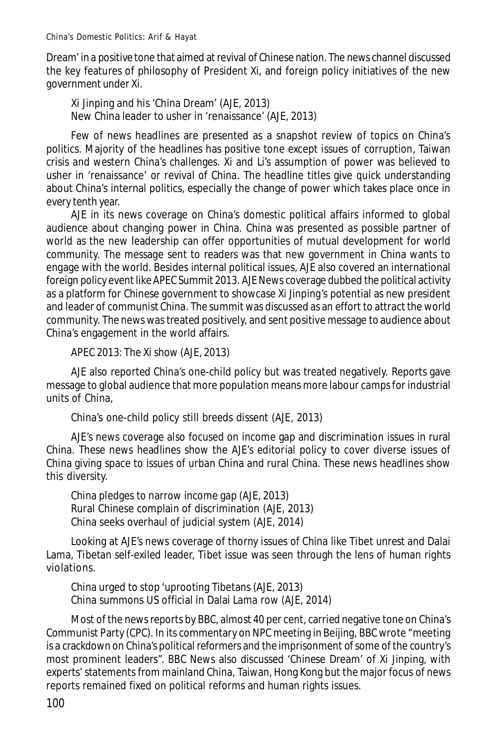Dream' in a positive tone that aimed at revival of Chinese nation. The news channel discussed the key features of philosophy of President Xi, and foreign policy initiatives of the new government under Xi.

> Xi Jinping and his 'China Dream' (AJE, 2013)
> New China leader to usher in 'renaissance' (AJE, 2013)

Few of news headlines are presented as a snapshot review of topics on China's politics. Majority of the headlines has positive tone except issues of corruption, Taiwan crisis and western China's challenges. Xi and Li's assumption of power was believed to usher in 'renaissance' or revival of China. The headline titles give quick understanding about China's internal politics, especially the change of power which takes place once in every tenth year.

AJE in its news coverage on China's domestic political affairs informed to global audience about changing power in China. China was presented as possible partner of world as the new leadership can offer opportunities of mutual development for world community. The message sent to readers was that new government in China wants to engage with the world. Besides internal political issues, AJE also covered an international foreign policy event like APEC Summit 2013. AJE News coverage dubbed the political activity as a platform for Chinese government to showcase Xi Jinping's potential as new president and leader of communist China. The summit was discussed as an effort to attract the world community. The news was treated positively, and sent positive message to audience about China's engagement in the world affairs.

> APEC 2013: The Xi show (AJE, 2013)

AJE also reported China's one-child policy but was treated negatively. Reports gave message to global audience that more population means more labour camps for industrial units of China,

> China's one-child policy still breeds dissent (AJE, 2013)

AJE's news coverage also focused on income gap and discrimination issues in rural China. These news headlines show the AJE's editorial policy to cover diverse issues of China giving space to issues of urban China and rural China. These news headlines show this diversity.

> China pledges to narrow income gap (AJE, 2013)
> Rural Chinese complain of discrimination (AJE, 2013)
> China seeks overhaul of judicial system (AJE, 2014)

Looking at AJE's news coverage of thorny issues of China like Tibet unrest and Dalai Lama, Tibetan self-exiled leader, Tibet issue was seen through the lens of human rights violations.

> China urged to stop 'uprooting Tibetans (AJE, 2013)
> China summons US official in Dalai Lama row (AJE, 2014)

Most of the news reports by BBC, almost 40 per cent, carried negative tone on China's Communist Party (CPC). In its commentary on NPC meeting in Beijing, BBC wrote "meeting is a crackdown on China's political reformers and the imprisonment of some of the country's most prominent leaders". BBC News also discussed 'Chinese Dream' of Xi Jinping, with experts' statements from mainland China, Taiwan, Hong Kong but the major focus of news reports remained fixed on political reforms and human rights issues.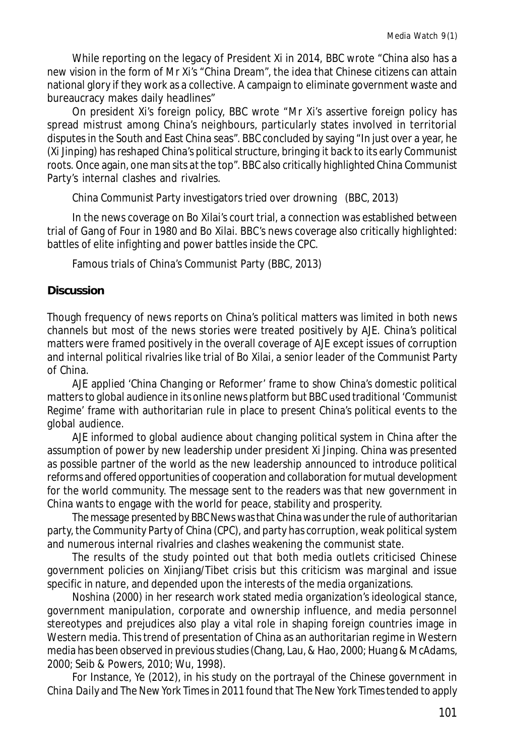While reporting on the legacy of President Xi in 2014, BBC wrote "China also has a new vision in the form of Mr Xi's "China Dream", the idea that Chinese citizens can attain national glory if they work as a collective. A campaign to eliminate government waste and bureaucracy makes daily headlines"

On president Xi's foreign policy, BBC wrote "Mr Xi's assertive foreign policy has spread mistrust among China's neighbours, particularly states involved in territorial disputes in the South and East China seas". BBC concluded by saying "In just over a year, he (Xi Jinping) has reshaped China's political structure, bringing it back to its early Communist roots. Once again, one man sits at the top". BBC also critically highlighted China Communist Party's internal clashes and rivalries.

*China Communist Party investigators tried over drowning* (BBC, 2013)

In the news coverage on Bo Xilai's court trial, a connection was established between trial of Gang of Four in 1980 and Bo Xilai. BBC's news coverage also critically highlighted: battles of elite infighting and power battles inside the CPC.

*Famous trials of China's Communist Party* (BBC, 2013)

## Discussion

Though frequency of news reports on China's political matters was limited in both news channels but most of the news stories were treated positively by AJE. China's political matters were framed positively in the overall coverage of AJE except issues of corruption and internal political rivalries like trial of Bo Xilai, a senior leader of the Communist Party of China.

AJE applied 'China Changing or Reformer' frame to show China's domestic political matters to global audience in its online news platform but BBC used traditional 'Communist Regime' frame with authoritarian rule in place to present China's political events to the global audience.

AJE informed to global audience about changing political system in China after the assumption of power by new leadership under president Xi Jinping. China was presented as possible partner of the world as the new leadership announced to introduce political reforms and offered opportunities of cooperation and collaboration for mutual development for the world community. The message sent to the readers was that new government in China wants to engage with the world for peace, stability and prosperity.

The message presented by BBC News was that China was under the rule of authoritarian party, the Community Party of China (CPC), and party has corruption, weak political system and numerous internal rivalries and clashes weakening the communist state.

The results of the study pointed out that both media outlets criticised Chinese government policies on Xinjiang/Tibet crisis but this criticism was marginal and issue specific in nature, and depended upon the interests of the media organizations.

Noshina (2000) in her research work stated media organization's ideological stance, government manipulation, corporate and ownership influence, and media personnel stereotypes and prejudices also play a vital role in shaping foreign countries image in Western media. This trend of presentation of China as an authoritarian regime in Western media has been observed in previous studies (Chang, Lau, & Hao, 2000; Huang & McAdams, 2000; Seib & Powers, 2010; Wu, 1998).

For Instance, Ye (2012), in his study on the portrayal of the Chinese government in *China Daily* and *The New York Times* in 2011 found that *The New York Times* tended to apply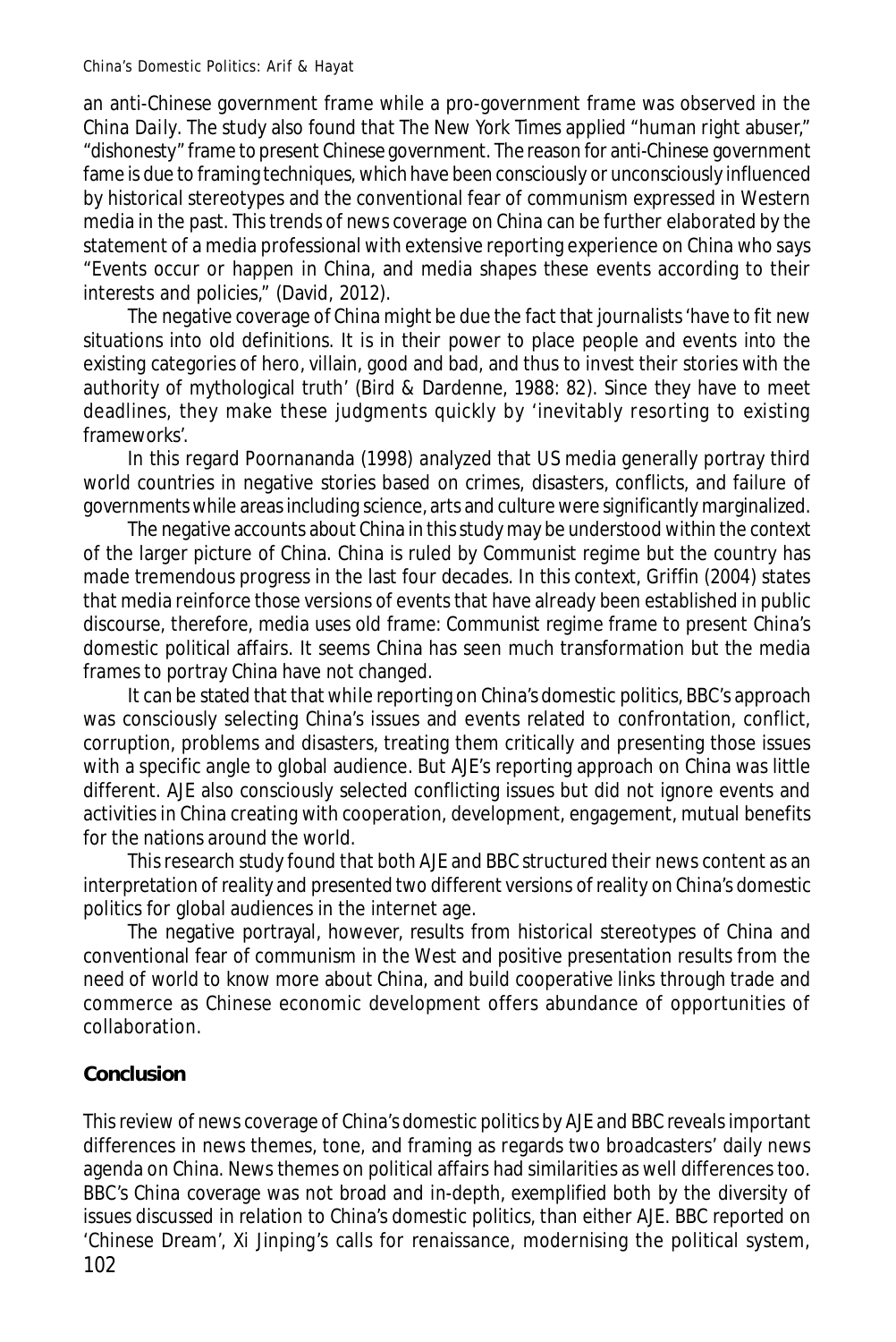an anti-Chinese government frame while a pro-government frame was observed in the *China Daily*. The study also found that The New York Times applied "human right abuser," "dishonesty" frame to present Chinese government. The reason for anti-Chinese government fame is due to framing techniques, which have been consciously or unconsciously influenced by historical stereotypes and the conventional fear of communism expressed in Western media in the past. This trends of news coverage on China can be further elaborated by the statement of a media professional with extensive reporting experience on China who says "Events occur or happen in China, and media shapes these events according to their interests and policies," (David, 2012).

The negative coverage of China might be due the fact that journalists 'have to fit new situations into old definitions. It is in their power to place people and events into the existing categories of hero, villain, good and bad, and thus to invest their stories with the authority of mythological truth' (Bird & Dardenne, 1988: 82). Since they have to meet deadlines, they make these judgments quickly by 'inevitably resorting to existing frameworks'.

In this regard Poornananda (1998) analyzed that US media generally portray third world countries in negative stories based on crimes, disasters, conflicts, and failure of governments while areas including science, arts and culture were significantly marginalized.

The negative accounts about China in this study may be understood within the context of the larger picture of China. China is ruled by Communist regime but the country has made tremendous progress in the last four decades. In this context, Griffin (2004) states that media reinforce those versions of events that have already been established in public discourse, therefore, media uses old frame: Communist regime frame to present China's domestic political affairs. It seems China has seen much transformation but the media frames to portray China have not changed.

It can be stated that that while reporting on China's domestic politics, BBC's approach was consciously selecting China's issues and events related to confrontation, conflict, corruption, problems and disasters, treating them critically and presenting those issues with a specific angle to global audience. But AJE's reporting approach on China was little different. AJE also consciously selected conflicting issues but did not ignore events and activities in China creating with cooperation, development, engagement, mutual benefits for the nations around the world.

This research study found that both AJE and BBC structured their news content as an interpretation of reality and presented two different versions of reality on China's domestic politics for global audiences in the internet age.

The negative portrayal, however, results from historical stereotypes of China and conventional fear of communism in the West and positive presentation results from the need of world to know more about China, and build cooperative links through trade and commerce as Chinese economic development offers abundance of opportunities of collaboration.

## Conclusion

This review of news coverage of China's domestic politics by AJE and BBC reveals important differences in news themes, tone, and framing as regards two broadcasters' daily news agenda on China. News themes on political affairs had similarities as well differences too. BBC's China coverage was not broad and in-depth, exemplified both by the diversity of issues discussed in relation to China's domestic politics, than either AJE. BBC reported on 'Chinese Dream', Xi Jinping's calls for renaissance, modernising the political system,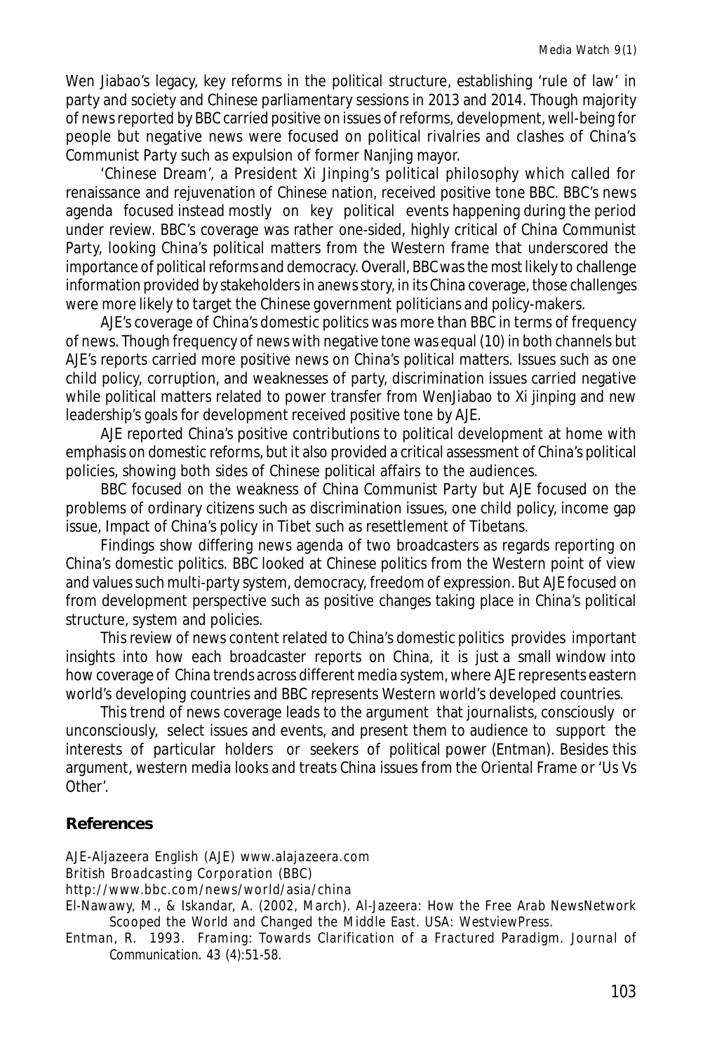Wen Jiabao's legacy, key reforms in the political structure, establishing 'rule of law' in party and society and Chinese parliamentary sessions in 2013 and 2014. Though majority of news reported by BBC carried positive on issues of reforms, development, well-being for people but negative news were focused on political rivalries and clashes of China's Communist Party such as expulsion of former Nanjing mayor.

'Chinese Dream', a President Xi Jinping's political philosophy which called for renaissance and rejuvenation of Chinese nation, received positive tone BBC. BBC's news agenda focused instead mostly on key political events happening during the period under review. BBC's coverage was rather one-sided, highly critical of China Communist Party, looking China's political matters from the Western frame that underscored the importance of political reforms and democracy. Overall, BBC was the most likely to challenge information provided by stakeholders in anews story, in its China coverage, those challenges were more likely to target the Chinese government politicians and policy-makers.

AJE's coverage of China's domestic politics was more than BBC in terms of frequency of news. Though frequency of news with negative tone was equal (10) in both channels but AJE's reports carried more positive news on China's political matters. Issues such as one child policy, corruption, and weaknesses of party, discrimination issues carried negative while political matters related to power transfer from WenJiabao to Xi jinping and new leadership's goals for development received positive tone by AJE.

AJE reported China's positive contributions to political development at home with emphasis on domestic reforms, but it also provided a critical assessment of China's political policies, showing both sides of Chinese political affairs to the audiences.

BBC focused on the weakness of China Communist Party but AJE focused on the problems of ordinary citizens such as discrimination issues, one child policy, income gap issue, Impact of China's policy in Tibet such as resettlement of Tibetans.

Findings show differing news agenda of two broadcasters as regards reporting on China's domestic politics. BBC looked at Chinese politics from the Western point of view and values such multi-party system, democracy, freedom of expression. But AJE focused on from development perspective such as positive changes taking place in China's political structure, system and policies.

This review of news content related to China's domestic politics provides important insights into how each broadcaster reports on China, it is just a small window into how coverage of China trends across different media system, where AJE represents eastern world's developing countries and BBC represents Western world's developed countries.

This trend of news coverage leads to the argument that journalists, consciously or unconsciously, select issues and events, and present them to audience to support the interests of particular holders or seekers of political power (Entman). Besides this argument, western media looks and treats China issues from the Oriental Frame or 'Us Vs Other'.

## References

AJE-Aljazeera English (AJE) www.alajazeera.com

British Broadcasting Corporation (BBC)

http://www.bbc.com/news/world/asia/china

El-Nawawy, M., & Iskandar, A. (2002, March). *Al-Jazeera: How the Free Arab NewsNetwork Scooped the World and Changed the Middle East*. USA: WestviewPress.

Entman, R. 1993. Framing: Towards Clarification of a Fractured Paradigm. *Journal of Communication*. 43 (4):51-58.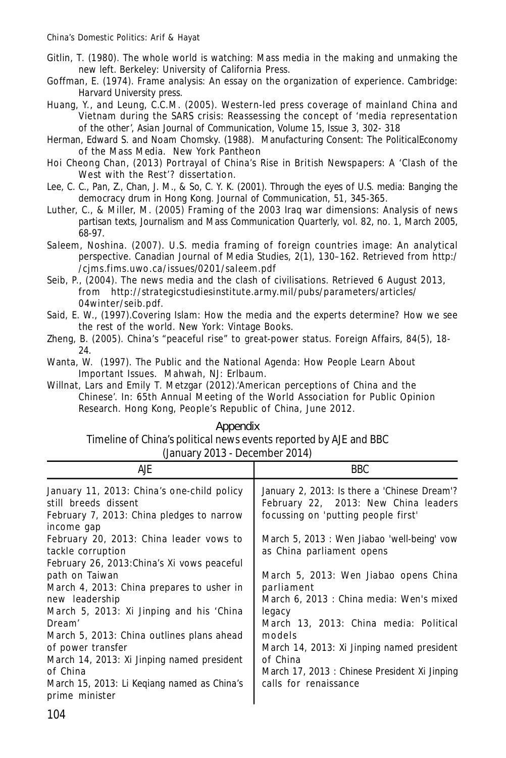Gitlin, T. (1980). The whole world is watching: Mass media in the making and unmaking the new left. Berkeley: University of California Press.

Goffman, E. (1974). Frame analysis: An essay on the organization of experience. Cambridge: Harvard University press.

Huang, Y., and Leung, C.C.M. (2005). Western-led press coverage of mainland China and Vietnam during the SARS crisis: Reassessing the concept of 'media representation of the other', Asian Journal of Communication, Volume 15, Issue 3, 302- 318

Herman, Edward S. and Noam Chomsky. (1988). Manufacturing Consent: The PoliticalEconomy of the Mass Media. New York Pantheon

Hoi Cheong Chan, (2013) Portrayal of China's Rise in British Newspapers: A 'Clash of the West with the Rest'? dissertation.

Lee, C. C., Pan, Z., Chan, J. M., & So, C. Y. K. (2001). Through the eyes of U.S. media: Banging the democracy drum in Hong Kong. Journal of Communication, 51, 345-365.

Luther, C., & Miller, M. (2005) Framing of the 2003 Iraq war dimensions: Analysis of news partisan texts, Journalism and Mass Communication Quarterly, vol. 82, no. 1, March 2005, 68-97.

Saleem, Noshina. (2007). U.S. media framing of foreign countries image: An analytical perspective. Canadian Journal of Media Studies, 2(1), 130–162. Retrieved from http://cjms.fims.uwo.ca/issues/0201/saleem.pdf

Seib, P., (2004). The news media and the clash of civilisations. Retrieved 6 August 2013, from http://strategicstudiesinstitute.army.mil/pubs/parameters/articles/04winter/seib.pdf.

Said, E. W., (1997).Covering Islam: How the media and the experts determine? How we see the rest of the world. New York: Vintage Books.

Zheng, B. (2005). China's "peaceful rise" to great-power status. Foreign Affairs, 84(5), 18-24.

Wanta, W. (1997). The Public and the National Agenda: How People Learn About Important Issues. Mahwah, NJ: Erlbaum.

Willnat, Lars and Emily T. Metzgar (2012).'American perceptions of China and the Chinese'. In: 65th Annual Meeting of the World Association for Public Opinion Research. Hong Kong, People's Republic of China, June 2012.

## Appendix

Timeline of China's political news events reported by AJE and BBC (January 2013 - December 2014)

| AJE | BBC |
|---|---|
| January 11, 2013: China's one-child policy still breeds dissent | January 2, 2013: Is there a 'Chinese Dream'? |
| February 7, 2013: China pledges to narrow income gap | February 22, 2013: New China leaders focussing on 'putting people first' |
| February 20, 2013: China leader vows to tackle corruption | March 5, 2013 : Wen Jiabao 'well-being' vow as China parliament opens |
| February 26, 2013:China's Xi vows peaceful path on Taiwan | March 5, 2013: Wen Jiabao opens China parliament |
| March 4, 2013: China prepares to usher in new leadership | March 6, 2013 : China media: Wen's mixed legacy |
| March 5, 2013: Xi Jinping and his 'China Dream' | March 13, 2013: China media: Political models |
| March 5, 2013: China outlines plans ahead of power transfer | March 14, 2013: Xi Jinping named president of China |
| March 14, 2013: Xi Jinping named president of China | March 17, 2013 : Chinese President Xi Jinping calls for renaissance |
| March 15, 2013: Li Keqiang named as China's prime minister | |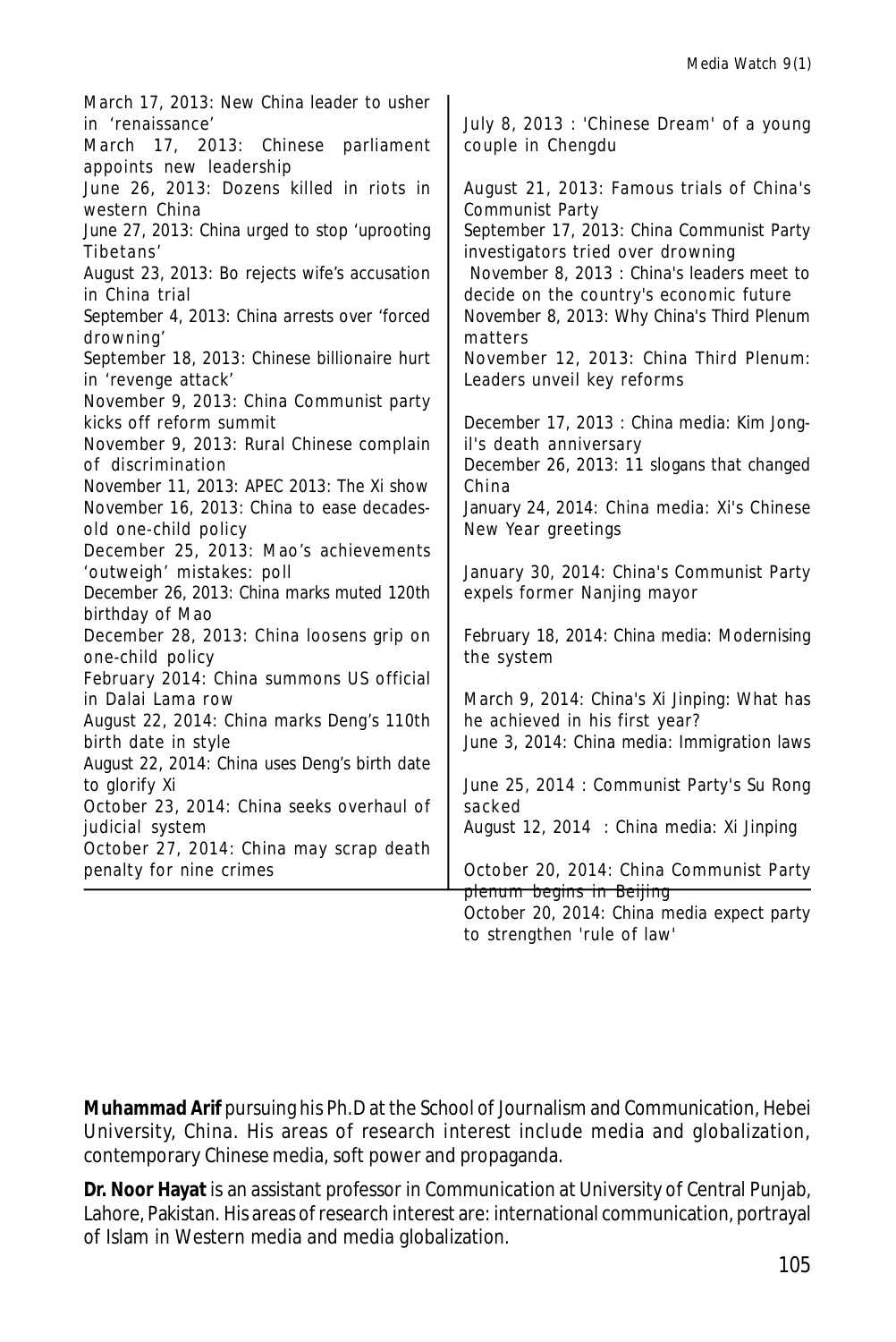March 17, 2013: New China leader to usher in 'renaissance'
March 17, 2013: Chinese parliament appoints new leadership
June 26, 2013: Dozens killed in riots in western China
June 27, 2013: China urged to stop 'uprooting Tibetans'
August 23, 2013: Bo rejects wife's accusation in China trial
September 4, 2013: China arrests over 'forced drowning'
September 18, 2013: Chinese billionaire hurt in 'revenge attack'
November 9, 2013: China Communist party kicks off reform summit
November 9, 2013: Rural Chinese complain of discrimination
November 11, 2013: APEC 2013: The Xi show
November 16, 2013: China to ease decades-old one-child policy
December 25, 2013: Mao's achievements 'outweigh' mistakes: poll
December 26, 2013: China marks muted 120th birthday of Mao
December 28, 2013: China loosens grip on one-child policy
February 2014: China summons US official in Dalai Lama row
August 22, 2014: China marks Deng's 110th birth date in style
August 22, 2014: China uses Deng's birth date to glorify Xi
October 23, 2014: China seeks overhaul of judicial system
October 27, 2014: China may scrap death penalty for nine crimes

July 8, 2013 : 'Chinese Dream' of a young couple in Chengdu
August 21, 2013: Famous trials of China's Communist Party
September 17, 2013: China Communist Party investigators tried over drowning
November 8, 2013 : China's leaders meet to decide on the country's economic future
November 8, 2013: Why China's Third Plenum matters
November 12, 2013: China Third Plenum: Leaders unveil key reforms
December 17, 2013 : China media: Kim Jong-il's death anniversary
December 26, 2013: 11 slogans that changed China
January 24, 2014: China media: Xi's Chinese New Year greetings
January 30, 2014: China's Communist Party expels former Nanjing mayor
February 18, 2014: China media: Modernising the system
March 9, 2014: China's Xi Jinping: What has he achieved in his first year?
June 3, 2014: China media: Immigration laws
June 25, 2014 : Communist Party's Su Rong sacked
August 12, 2014 : China media: Xi Jinping
October 20, 2014: China Communist Party plenum begins in Beijing
October 20, 2014: China media expect party to strengthen 'rule of law'

**Muhammad Arif** pursuing his Ph.D at the School of Journalism and Communication, Hebei University, China. His areas of research interest include media and globalization, contemporary Chinese media, soft power and propaganda.

**Dr. Noor Hayat** is an assistant professor in Communication at University of Central Punjab, Lahore, Pakistan. His areas of research interest are: international communication, portrayal of Islam in Western media and media globalization.